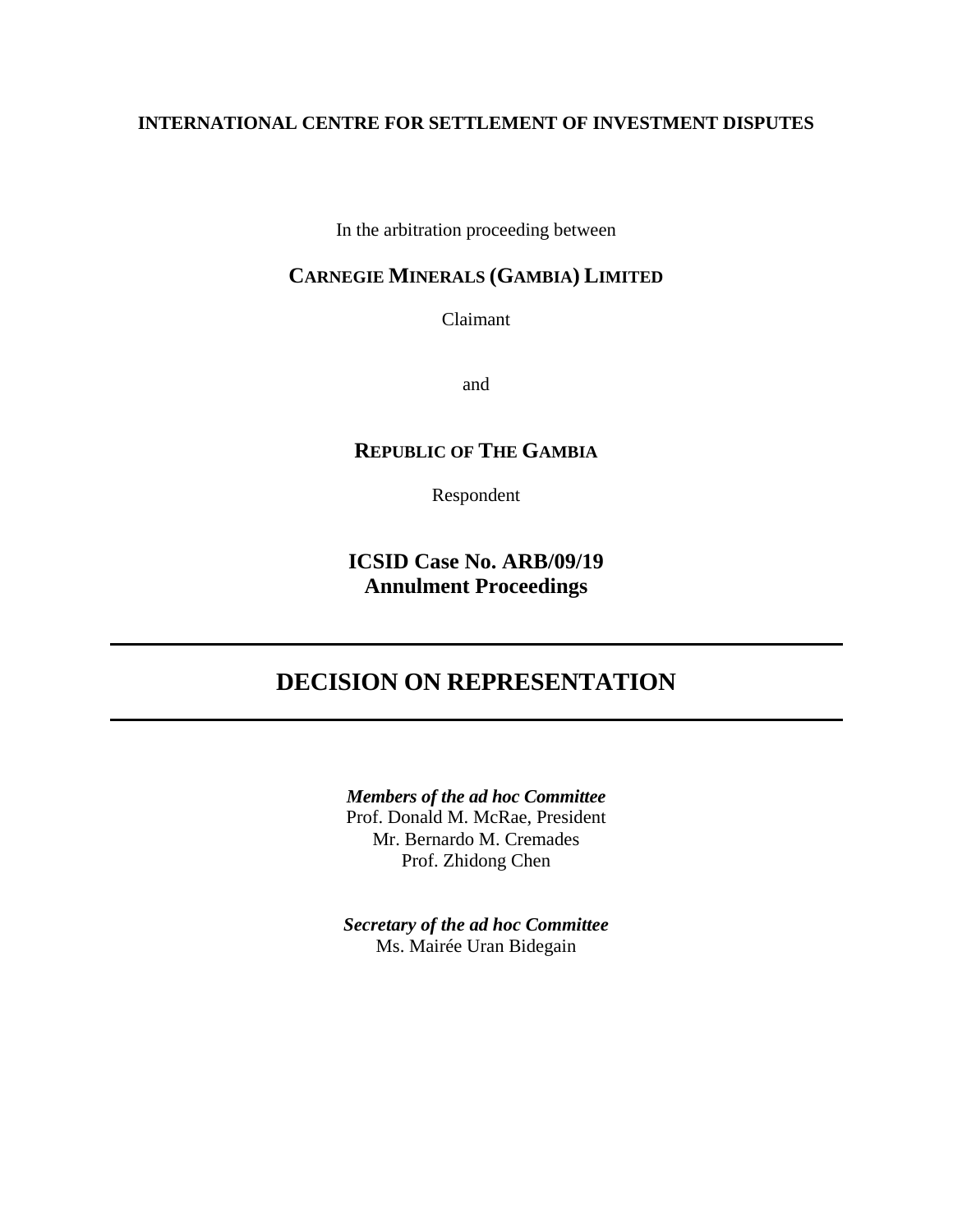**INTERNATIONAL CENTRE FOR SETTLEMENT OF INVESTMENT DISPUTES**

In the arbitration proceeding between

**CARNEGIE MINERALS (GAMBIA) LIMITED**

Claimant

and

**REPUBLIC OF THE GAMBIA**

Respondent

**ICSID Case No. ARB/09/19**
**Annulment Proceedings**

---

# DECISION ON REPRESENTATION

---

***Members of the ad hoc Committee***
Prof. Donald M. McRae, President
Mr. Bernardo M. Cremades
Prof. Zhidong Chen

***Secretary of the ad hoc Committee***
Ms. Mairée Uran Bidegain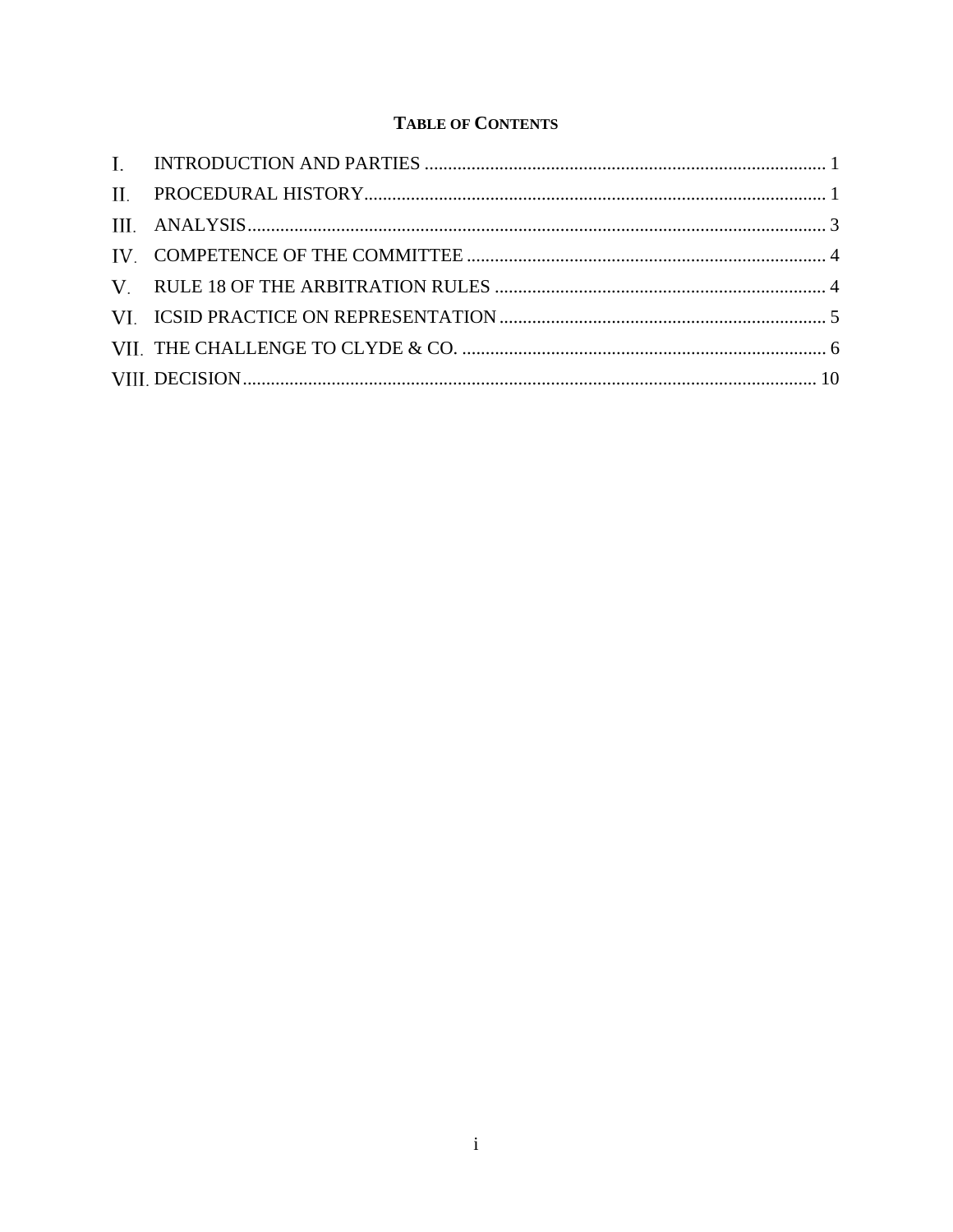**TABLE OF CONTENTS**

I. INTRODUCTION AND PARTIES ..................................................................................... 1

II. PROCEDURAL HISTORY.................................................................................................. 1

III. ANALYSIS........................................................................................................................... 3

IV. COMPETENCE OF THE COMMITTEE ............................................................................ 4

V. RULE 18 OF THE ARBITRATION RULES ...................................................................... 4

VI. ICSID PRACTICE ON REPRESENTATION...................................................................... 5

VII. THE CHALLENGE TO CLYDE & CO. .............................................................................. 6

VIII. DECISION.......................................................................................................................... 10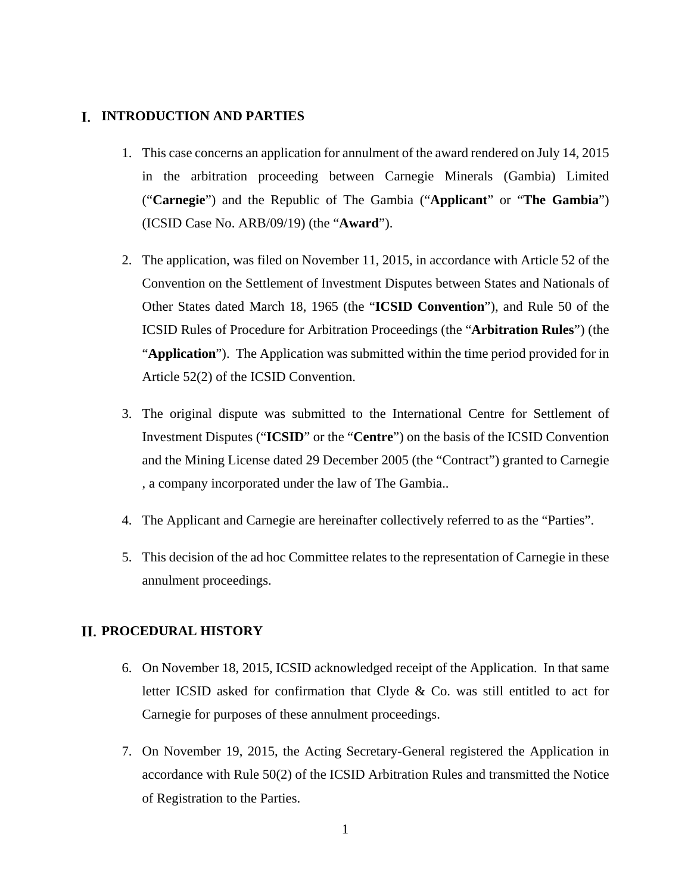## I. INTRODUCTION AND PARTIES

1. This case concerns an application for annulment of the award rendered on July 14, 2015 in the arbitration proceeding between Carnegie Minerals (Gambia) Limited ("**Carnegie**") and the Republic of The Gambia ("**Applicant**" or "**The Gambia**") (ICSID Case No. ARB/09/19) (the "**Award**").

2. The application, was filed on November 11, 2015, in accordance with Article 52 of the Convention on the Settlement of Investment Disputes between States and Nationals of Other States dated March 18, 1965 (the "**ICSID Convention**"), and Rule 50 of the ICSID Rules of Procedure for Arbitration Proceedings (the "**Arbitration Rules**") (the "**Application**"). The Application was submitted within the time period provided for in Article 52(2) of the ICSID Convention.

3. The original dispute was submitted to the International Centre for Settlement of Investment Disputes ("**ICSID**" or the "**Centre**") on the basis of the ICSID Convention and the Mining License dated 29 December 2005 (the "Contract") granted to Carnegie , a company incorporated under the law of The Gambia..

4. The Applicant and Carnegie are hereinafter collectively referred to as the "Parties".

5. This decision of the ad hoc Committee relates to the representation of Carnegie in these annulment proceedings.

## II. PROCEDURAL HISTORY

6. On November 18, 2015, ICSID acknowledged receipt of the Application. In that same letter ICSID asked for confirmation that Clyde & Co. was still entitled to act for Carnegie for purposes of these annulment proceedings.

7. On November 19, 2015, the Acting Secretary-General registered the Application in accordance with Rule 50(2) of the ICSID Arbitration Rules and transmitted the Notice of Registration to the Parties.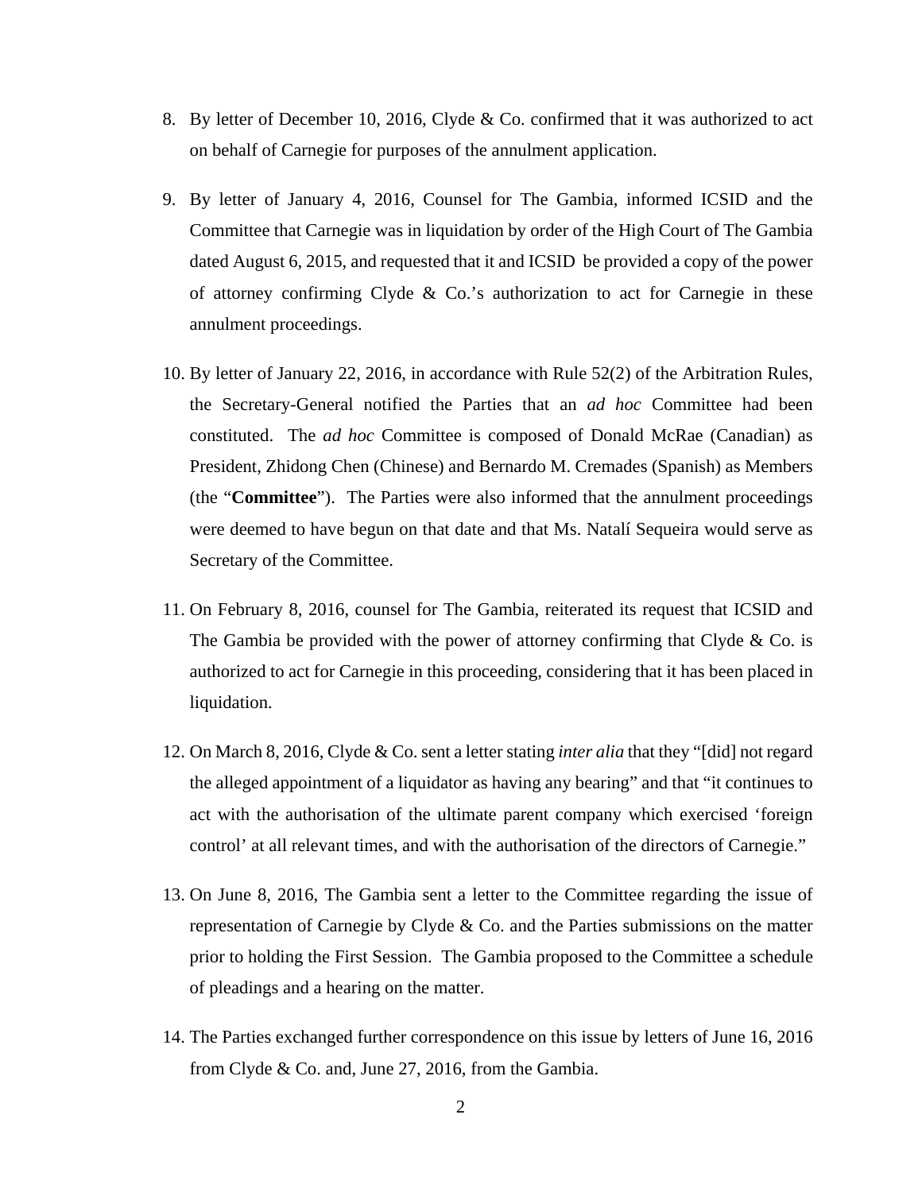8. By letter of December 10, 2016, Clyde & Co. confirmed that it was authorized to act on behalf of Carnegie for purposes of the annulment application.

9. By letter of January 4, 2016, Counsel for The Gambia, informed ICSID and the Committee that Carnegie was in liquidation by order of the High Court of The Gambia dated August 6, 2015, and requested that it and ICSID be provided a copy of the power of attorney confirming Clyde & Co.'s authorization to act for Carnegie in these annulment proceedings.

10. By letter of January 22, 2016, in accordance with Rule 52(2) of the Arbitration Rules, the Secretary-General notified the Parties that an *ad hoc* Committee had been constituted. The *ad hoc* Committee is composed of Donald McRae (Canadian) as President, Zhidong Chen (Chinese) and Bernardo M. Cremades (Spanish) as Members (the "**Committee**"). The Parties were also informed that the annulment proceedings were deemed to have begun on that date and that Ms. Natalí Sequeira would serve as Secretary of the Committee.

11. On February 8, 2016, counsel for The Gambia, reiterated its request that ICSID and The Gambia be provided with the power of attorney confirming that Clyde & Co. is authorized to act for Carnegie in this proceeding, considering that it has been placed in liquidation.

12. On March 8, 2016, Clyde & Co. sent a letter stating *inter alia* that they "[did] not regard the alleged appointment of a liquidator as having any bearing" and that "it continues to act with the authorisation of the ultimate parent company which exercised 'foreign control' at all relevant times, and with the authorisation of the directors of Carnegie."

13. On June 8, 2016, The Gambia sent a letter to the Committee regarding the issue of representation of Carnegie by Clyde & Co. and the Parties submissions on the matter prior to holding the First Session. The Gambia proposed to the Committee a schedule of pleadings and a hearing on the matter.

14. The Parties exchanged further correspondence on this issue by letters of June 16, 2016 from Clyde & Co. and, June 27, 2016, from the Gambia.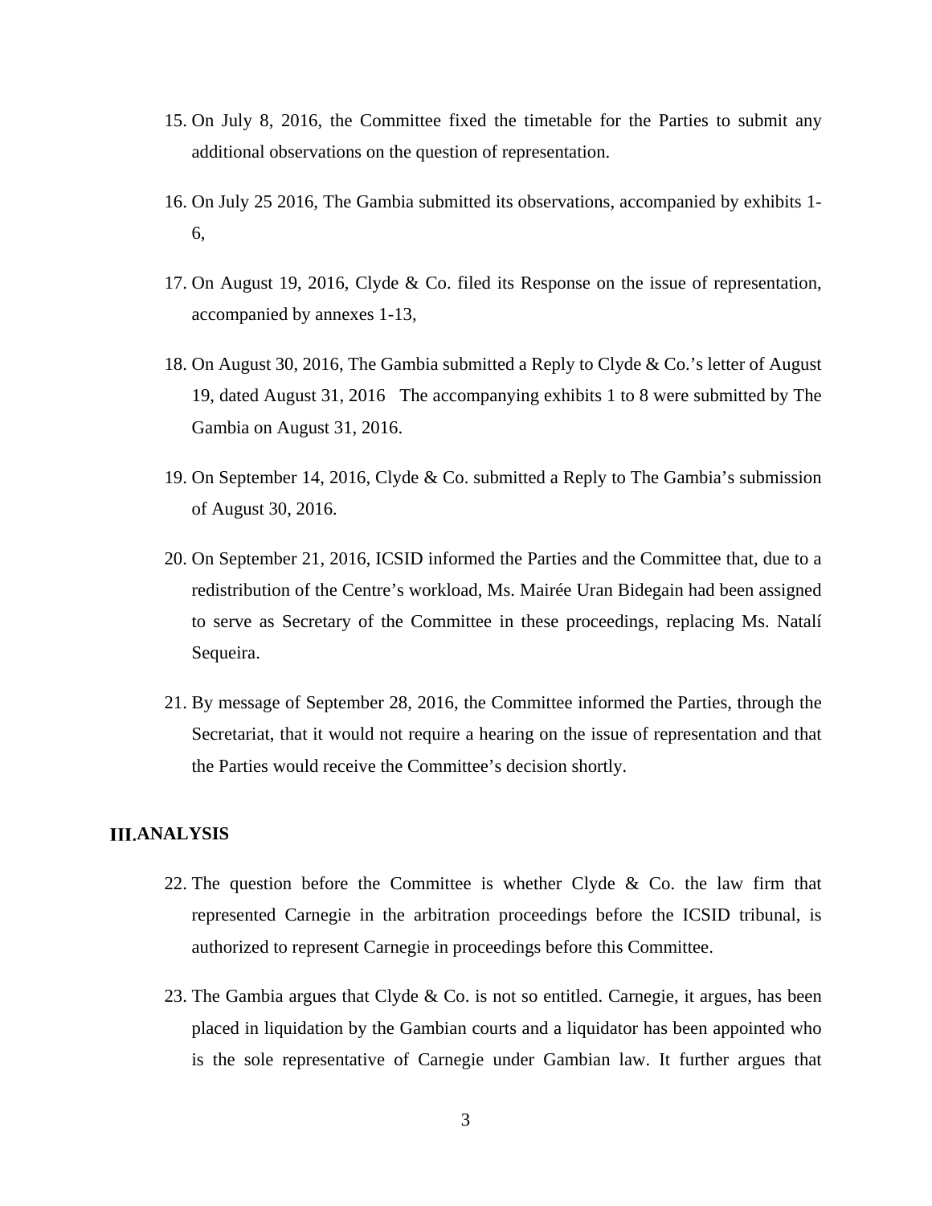15. On July 8, 2016, the Committee fixed the timetable for the Parties to submit any additional observations on the question of representation.

16. On July 25 2016, The Gambia submitted its observations, accompanied by exhibits 1-6,

17. On August 19, 2016, Clyde & Co. filed its Response on the issue of representation, accompanied by annexes 1-13,

18. On August 30, 2016, The Gambia submitted a Reply to Clyde & Co.'s letter of August 19, dated August 31, 2016 The accompanying exhibits 1 to 8 were submitted by The Gambia on August 31, 2016.

19. On September 14, 2016, Clyde & Co. submitted a Reply to The Gambia's submission of August 30, 2016.

20. On September 21, 2016, ICSID informed the Parties and the Committee that, due to a redistribution of the Centre's workload, Ms. Mairée Uran Bidegain had been assigned to serve as Secretary of the Committee in these proceedings, replacing Ms. Natalí Sequeira.

21. By message of September 28, 2016, the Committee informed the Parties, through the Secretariat, that it would not require a hearing on the issue of representation and that the Parties would receive the Committee's decision shortly.

## III. ANALYSIS

22. The question before the Committee is whether Clyde & Co. the law firm that represented Carnegie in the arbitration proceedings before the ICSID tribunal, is authorized to represent Carnegie in proceedings before this Committee.

23. The Gambia argues that Clyde & Co. is not so entitled. Carnegie, it argues, has been placed in liquidation by the Gambian courts and a liquidator has been appointed who is the sole representative of Carnegie under Gambian law. It further argues that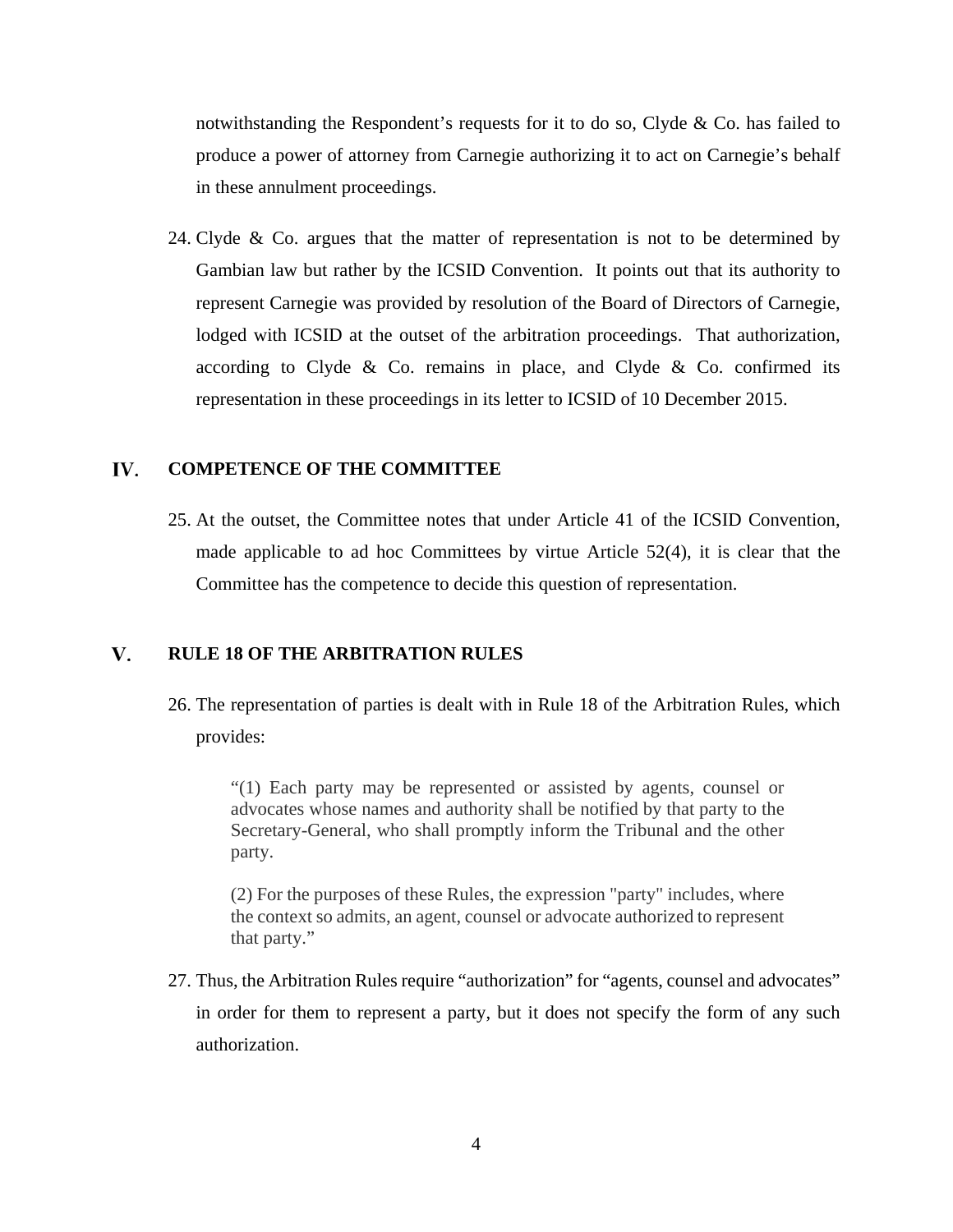notwithstanding the Respondent's requests for it to do so, Clyde & Co. has failed to produce a power of attorney from Carnegie authorizing it to act on Carnegie's behalf in these annulment proceedings.

24. Clyde & Co. argues that the matter of representation is not to be determined by Gambian law but rather by the ICSID Convention. It points out that its authority to represent Carnegie was provided by resolution of the Board of Directors of Carnegie, lodged with ICSID at the outset of the arbitration proceedings. That authorization, according to Clyde & Co. remains in place, and Clyde & Co. confirmed its representation in these proceedings in its letter to ICSID of 10 December 2015.

## IV. COMPETENCE OF THE COMMITTEE

25. At the outset, the Committee notes that under Article 41 of the ICSID Convention, made applicable to ad hoc Committees by virtue Article 52(4), it is clear that the Committee has the competence to decide this question of representation.

## V. RULE 18 OF THE ARBITRATION RULES

26. The representation of parties is dealt with in Rule 18 of the Arbitration Rules, which provides:

> "(1) Each party may be represented or assisted by agents, counsel or advocates whose names and authority shall be notified by that party to the Secretary-General, who shall promptly inform the Tribunal and the other party.
>
> (2) For the purposes of these Rules, the expression "party" includes, where the context so admits, an agent, counsel or advocate authorized to represent that party."

27. Thus, the Arbitration Rules require "authorization" for "agents, counsel and advocates" in order for them to represent a party, but it does not specify the form of any such authorization.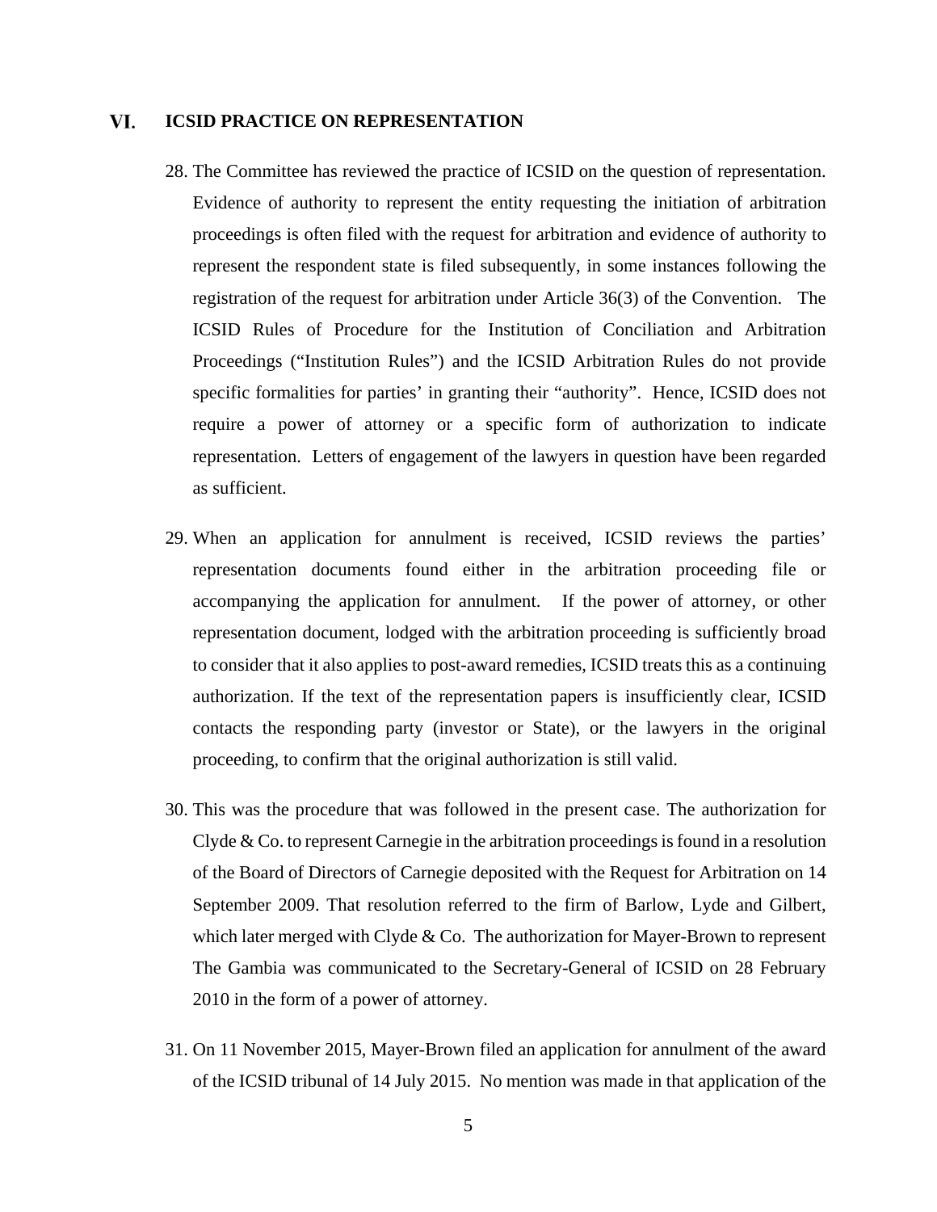## VI. ICSID PRACTICE ON REPRESENTATION

28. The Committee has reviewed the practice of ICSID on the question of representation. Evidence of authority to represent the entity requesting the initiation of arbitration proceedings is often filed with the request for arbitration and evidence of authority to represent the respondent state is filed subsequently, in some instances following the registration of the request for arbitration under Article 36(3) of the Convention. The ICSID Rules of Procedure for the Institution of Conciliation and Arbitration Proceedings ("Institution Rules") and the ICSID Arbitration Rules do not provide specific formalities for parties' in granting their "authority". Hence, ICSID does not require a power of attorney or a specific form of authorization to indicate representation. Letters of engagement of the lawyers in question have been regarded as sufficient.

29. When an application for annulment is received, ICSID reviews the parties' representation documents found either in the arbitration proceeding file or accompanying the application for annulment. If the power of attorney, or other representation document, lodged with the arbitration proceeding is sufficiently broad to consider that it also applies to post-award remedies, ICSID treats this as a continuing authorization. If the text of the representation papers is insufficiently clear, ICSID contacts the responding party (investor or State), or the lawyers in the original proceeding, to confirm that the original authorization is still valid.

30. This was the procedure that was followed in the present case. The authorization for Clyde & Co. to represent Carnegie in the arbitration proceedings is found in a resolution of the Board of Directors of Carnegie deposited with the Request for Arbitration on 14 September 2009. That resolution referred to the firm of Barlow, Lyde and Gilbert, which later merged with Clyde & Co. The authorization for Mayer-Brown to represent The Gambia was communicated to the Secretary-General of ICSID on 28 February 2010 in the form of a power of attorney.

31. On 11 November 2015, Mayer-Brown filed an application for annulment of the award of the ICSID tribunal of 14 July 2015. No mention was made in that application of the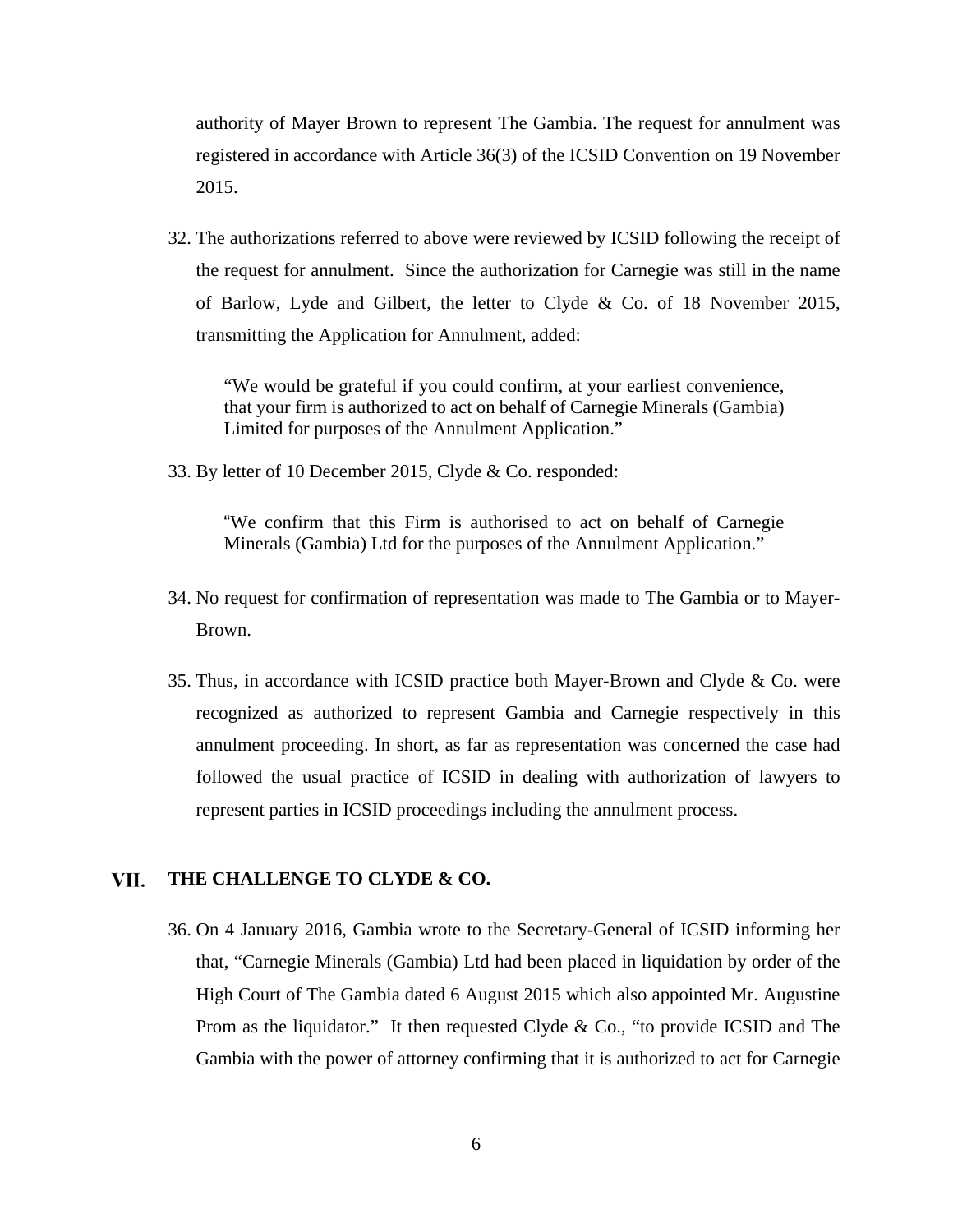authority of Mayer Brown to represent The Gambia. The request for annulment was registered in accordance with Article 36(3) of the ICSID Convention on 19 November 2015.

32. The authorizations referred to above were reviewed by ICSID following the receipt of the request for annulment. Since the authorization for Carnegie was still in the name of Barlow, Lyde and Gilbert, the letter to Clyde & Co. of 18 November 2015, transmitting the Application for Annulment, added:

> "We would be grateful if you could confirm, at your earliest convenience, that your firm is authorized to act on behalf of Carnegie Minerals (Gambia) Limited for purposes of the Annulment Application."

33. By letter of 10 December 2015, Clyde & Co. responded:

> "We confirm that this Firm is authorised to act on behalf of Carnegie Minerals (Gambia) Ltd for the purposes of the Annulment Application."

34. No request for confirmation of representation was made to The Gambia or to Mayer-Brown.

35. Thus, in accordance with ICSID practice both Mayer-Brown and Clyde & Co. were recognized as authorized to represent Gambia and Carnegie respectively in this annulment proceeding. In short, as far as representation was concerned the case had followed the usual practice of ICSID in dealing with authorization of lawyers to represent parties in ICSID proceedings including the annulment process.

## VII. THE CHALLENGE TO CLYDE & CO.

36. On 4 January 2016, Gambia wrote to the Secretary-General of ICSID informing her that, "Carnegie Minerals (Gambia) Ltd had been placed in liquidation by order of the High Court of The Gambia dated 6 August 2015 which also appointed Mr. Augustine Prom as the liquidator." It then requested Clyde & Co., "to provide ICSID and The Gambia with the power of attorney confirming that it is authorized to act for Carnegie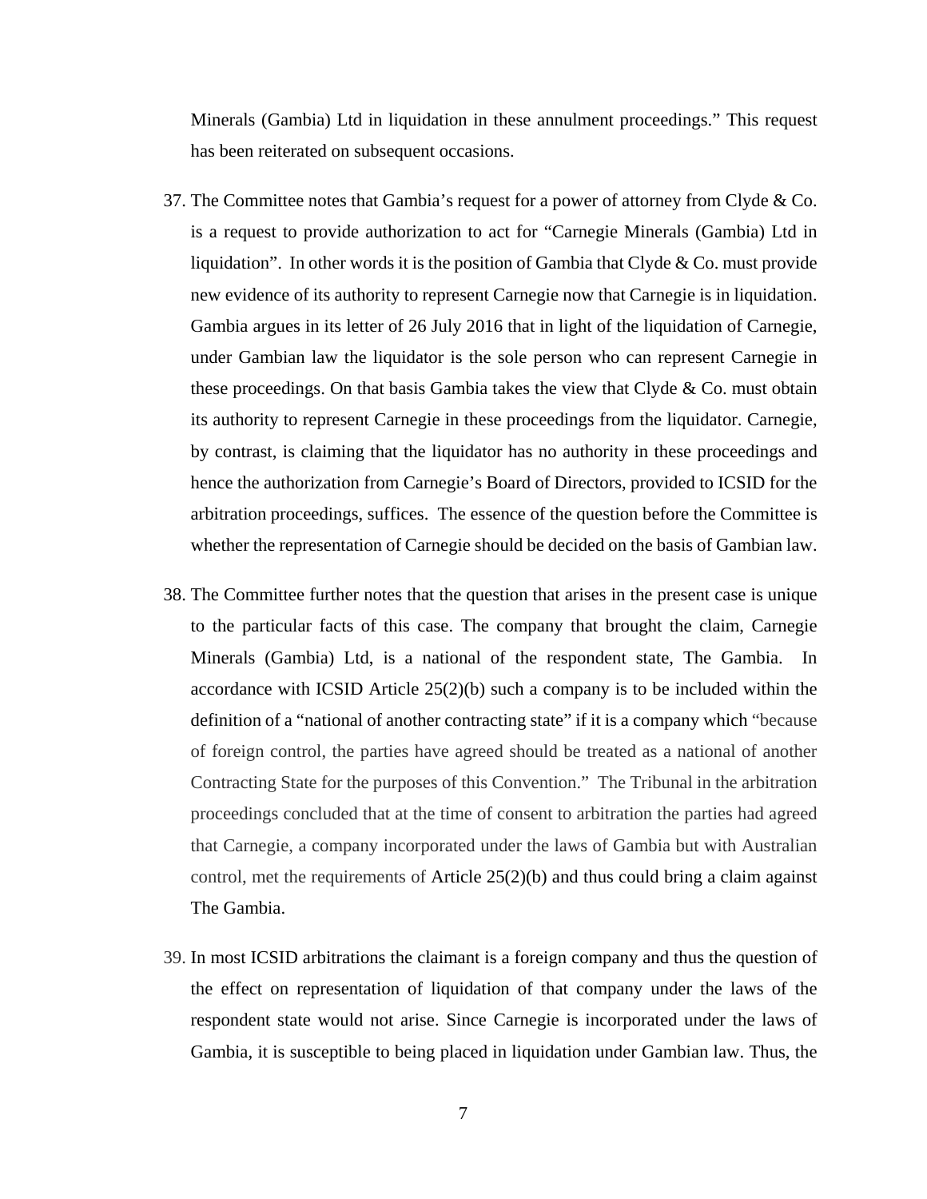Minerals (Gambia) Ltd in liquidation in these annulment proceedings." This request has been reiterated on subsequent occasions.

37. The Committee notes that Gambia's request for a power of attorney from Clyde & Co. is a request to provide authorization to act for "Carnegie Minerals (Gambia) Ltd in liquidation". In other words it is the position of Gambia that Clyde & Co. must provide new evidence of its authority to represent Carnegie now that Carnegie is in liquidation. Gambia argues in its letter of 26 July 2016 that in light of the liquidation of Carnegie, under Gambian law the liquidator is the sole person who can represent Carnegie in these proceedings. On that basis Gambia takes the view that Clyde & Co. must obtain its authority to represent Carnegie in these proceedings from the liquidator. Carnegie, by contrast, is claiming that the liquidator has no authority in these proceedings and hence the authorization from Carnegie's Board of Directors, provided to ICSID for the arbitration proceedings, suffices. The essence of the question before the Committee is whether the representation of Carnegie should be decided on the basis of Gambian law.

38. The Committee further notes that the question that arises in the present case is unique to the particular facts of this case. The company that brought the claim, Carnegie Minerals (Gambia) Ltd, is a national of the respondent state, The Gambia. In accordance with ICSID Article 25(2)(b) such a company is to be included within the definition of a "national of another contracting state" if it is a company which "because of foreign control, the parties have agreed should be treated as a national of another Contracting State for the purposes of this Convention." The Tribunal in the arbitration proceedings concluded that at the time of consent to arbitration the parties had agreed that Carnegie, a company incorporated under the laws of Gambia but with Australian control, met the requirements of Article 25(2)(b) and thus could bring a claim against The Gambia.

39. In most ICSID arbitrations the claimant is a foreign company and thus the question of the effect on representation of liquidation of that company under the laws of the respondent state would not arise. Since Carnegie is incorporated under the laws of Gambia, it is susceptible to being placed in liquidation under Gambian law. Thus, the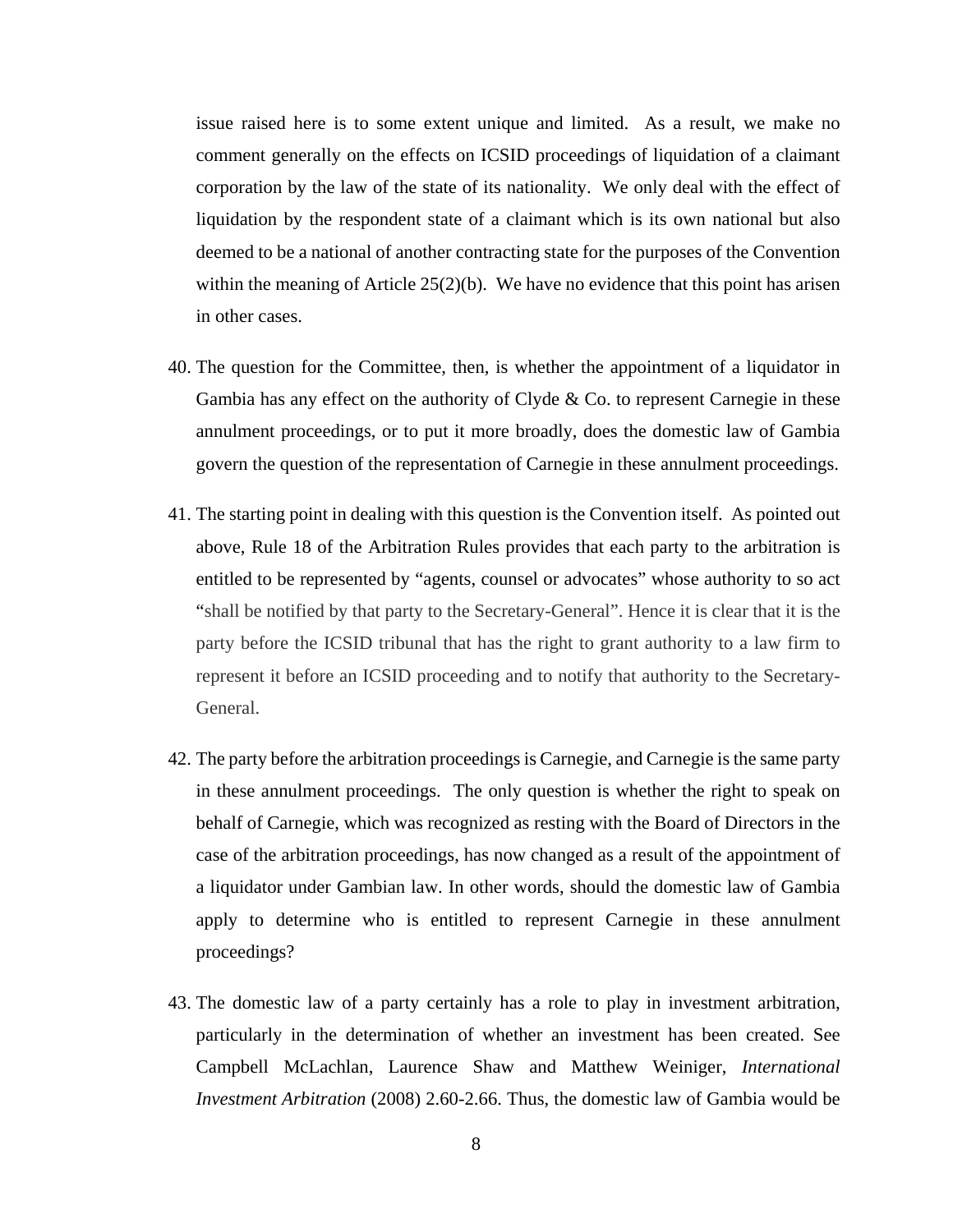issue raised here is to some extent unique and limited. As a result, we make no comment generally on the effects on ICSID proceedings of liquidation of a claimant corporation by the law of the state of its nationality. We only deal with the effect of liquidation by the respondent state of a claimant which is its own national but also deemed to be a national of another contracting state for the purposes of the Convention within the meaning of Article 25(2)(b). We have no evidence that this point has arisen in other cases.

40. The question for the Committee, then, is whether the appointment of a liquidator in Gambia has any effect on the authority of Clyde & Co. to represent Carnegie in these annulment proceedings, or to put it more broadly, does the domestic law of Gambia govern the question of the representation of Carnegie in these annulment proceedings.

41. The starting point in dealing with this question is the Convention itself. As pointed out above, Rule 18 of the Arbitration Rules provides that each party to the arbitration is entitled to be represented by "agents, counsel or advocates" whose authority to so act "shall be notified by that party to the Secretary-General". Hence it is clear that it is the party before the ICSID tribunal that has the right to grant authority to a law firm to represent it before an ICSID proceeding and to notify that authority to the Secretary-General.

42. The party before the arbitration proceedings is Carnegie, and Carnegie is the same party in these annulment proceedings. The only question is whether the right to speak on behalf of Carnegie, which was recognized as resting with the Board of Directors in the case of the arbitration proceedings, has now changed as a result of the appointment of a liquidator under Gambian law. In other words, should the domestic law of Gambia apply to determine who is entitled to represent Carnegie in these annulment proceedings?

43. The domestic law of a party certainly has a role to play in investment arbitration, particularly in the determination of whether an investment has been created. See Campbell McLachlan, Laurence Shaw and Matthew Weiniger, *International Investment Arbitration* (2008) 2.60-2.66. Thus, the domestic law of Gambia would be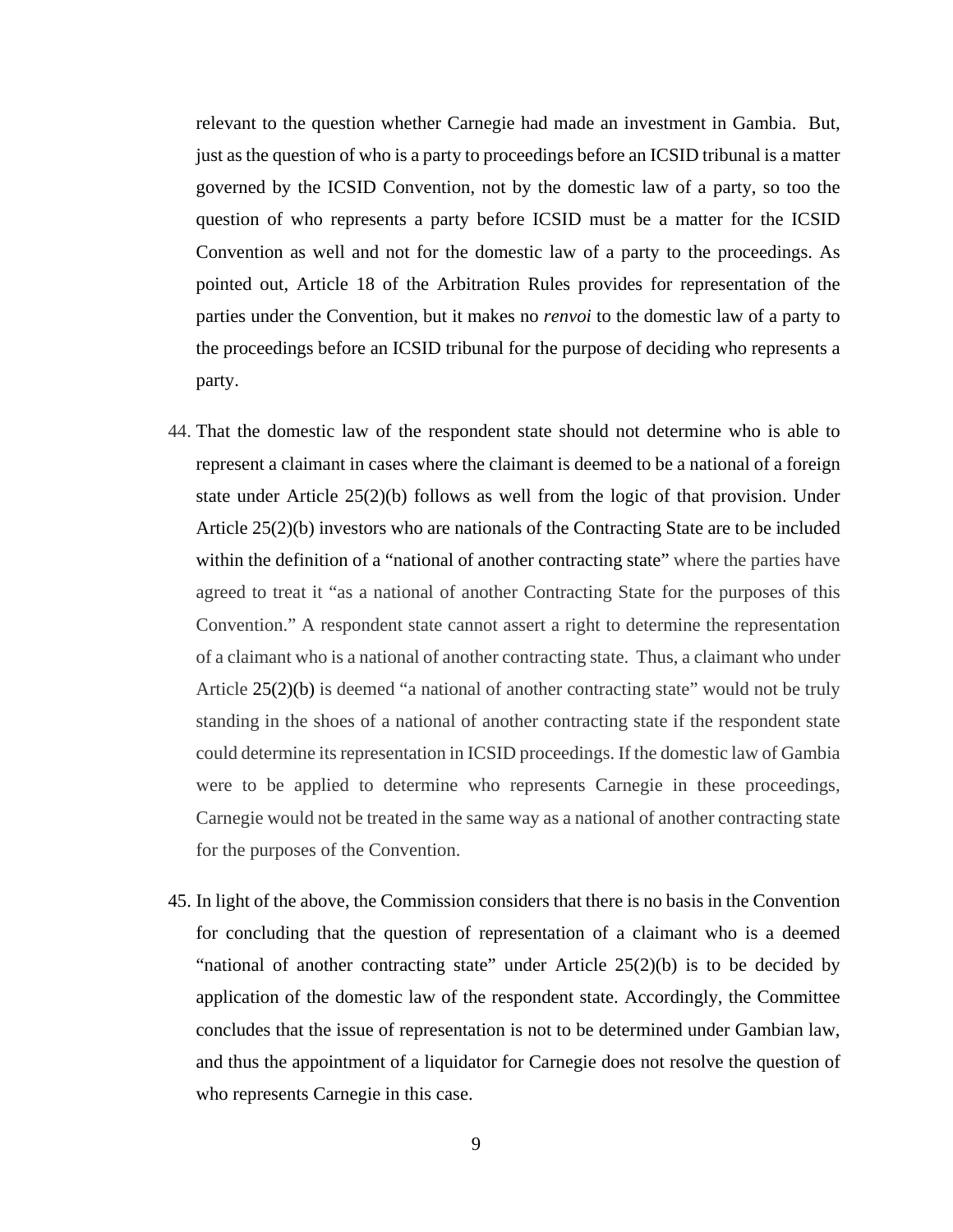relevant to the question whether Carnegie had made an investment in Gambia. But, just as the question of who is a party to proceedings before an ICSID tribunal is a matter governed by the ICSID Convention, not by the domestic law of a party, so too the question of who represents a party before ICSID must be a matter for the ICSID Convention as well and not for the domestic law of a party to the proceedings. As pointed out, Article 18 of the Arbitration Rules provides for representation of the parties under the Convention, but it makes no *renvoi* to the domestic law of a party to the proceedings before an ICSID tribunal for the purpose of deciding who represents a party.

44. That the domestic law of the respondent state should not determine who is able to represent a claimant in cases where the claimant is deemed to be a national of a foreign state under Article 25(2)(b) follows as well from the logic of that provision. Under Article 25(2)(b) investors who are nationals of the Contracting State are to be included within the definition of a "national of another contracting state" where the parties have agreed to treat it "as a national of another Contracting State for the purposes of this Convention." A respondent state cannot assert a right to determine the representation of a claimant who is a national of another contracting state. Thus, a claimant who under Article 25(2)(b) is deemed "a national of another contracting state" would not be truly standing in the shoes of a national of another contracting state if the respondent state could determine its representation in ICSID proceedings. If the domestic law of Gambia were to be applied to determine who represents Carnegie in these proceedings, Carnegie would not be treated in the same way as a national of another contracting state for the purposes of the Convention.

45. In light of the above, the Commission considers that there is no basis in the Convention for concluding that the question of representation of a claimant who is a deemed "national of another contracting state" under Article 25(2)(b) is to be decided by application of the domestic law of the respondent state. Accordingly, the Committee concludes that the issue of representation is not to be determined under Gambian law, and thus the appointment of a liquidator for Carnegie does not resolve the question of who represents Carnegie in this case.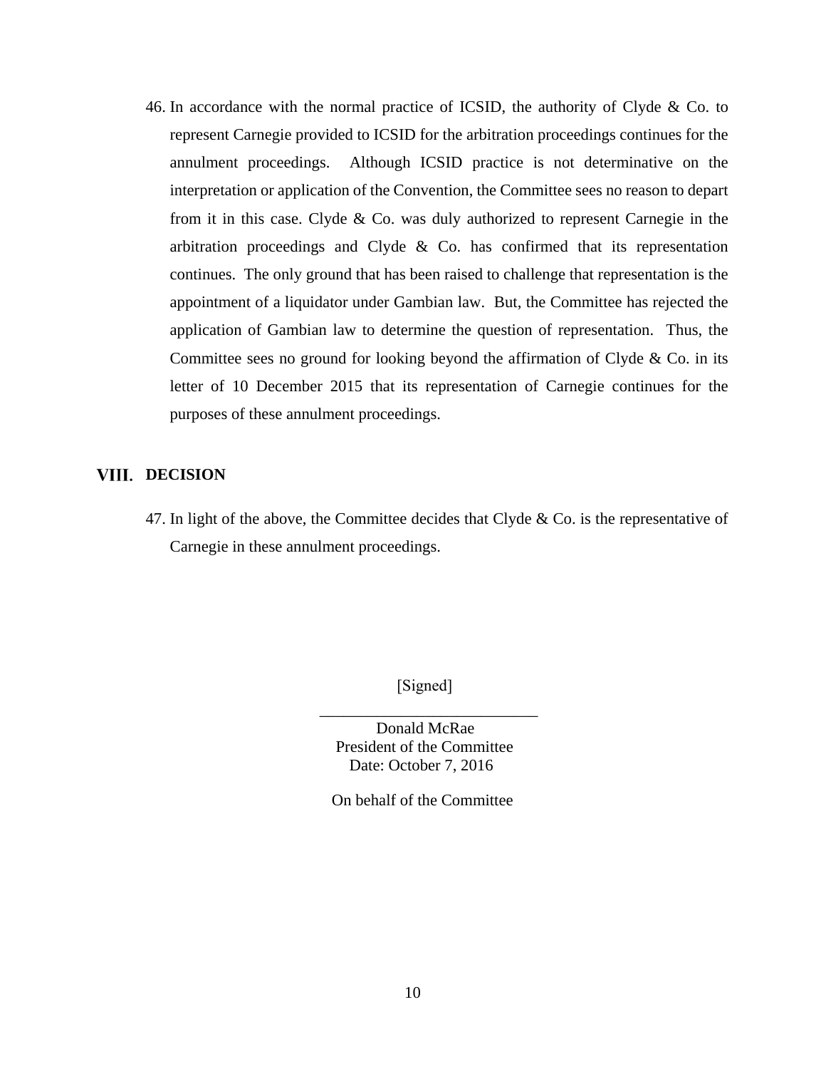46. In accordance with the normal practice of ICSID, the authority of Clyde & Co. to represent Carnegie provided to ICSID for the arbitration proceedings continues for the annulment proceedings. Although ICSID practice is not determinative on the interpretation or application of the Convention, the Committee sees no reason to depart from it in this case. Clyde & Co. was duly authorized to represent Carnegie in the arbitration proceedings and Clyde & Co. has confirmed that its representation continues. The only ground that has been raised to challenge that representation is the appointment of a liquidator under Gambian law. But, the Committee has rejected the application of Gambian law to determine the question of representation. Thus, the Committee sees no ground for looking beyond the affirmation of Clyde & Co. in its letter of 10 December 2015 that its representation of Carnegie continues for the purposes of these annulment proceedings.

## VIII. DECISION

47. In light of the above, the Committee decides that Clyde & Co. is the representative of Carnegie in these annulment proceedings.

[Signed]

___________________________

Donald McRae
President of the Committee
Date: October 7, 2016

On behalf of the Committee